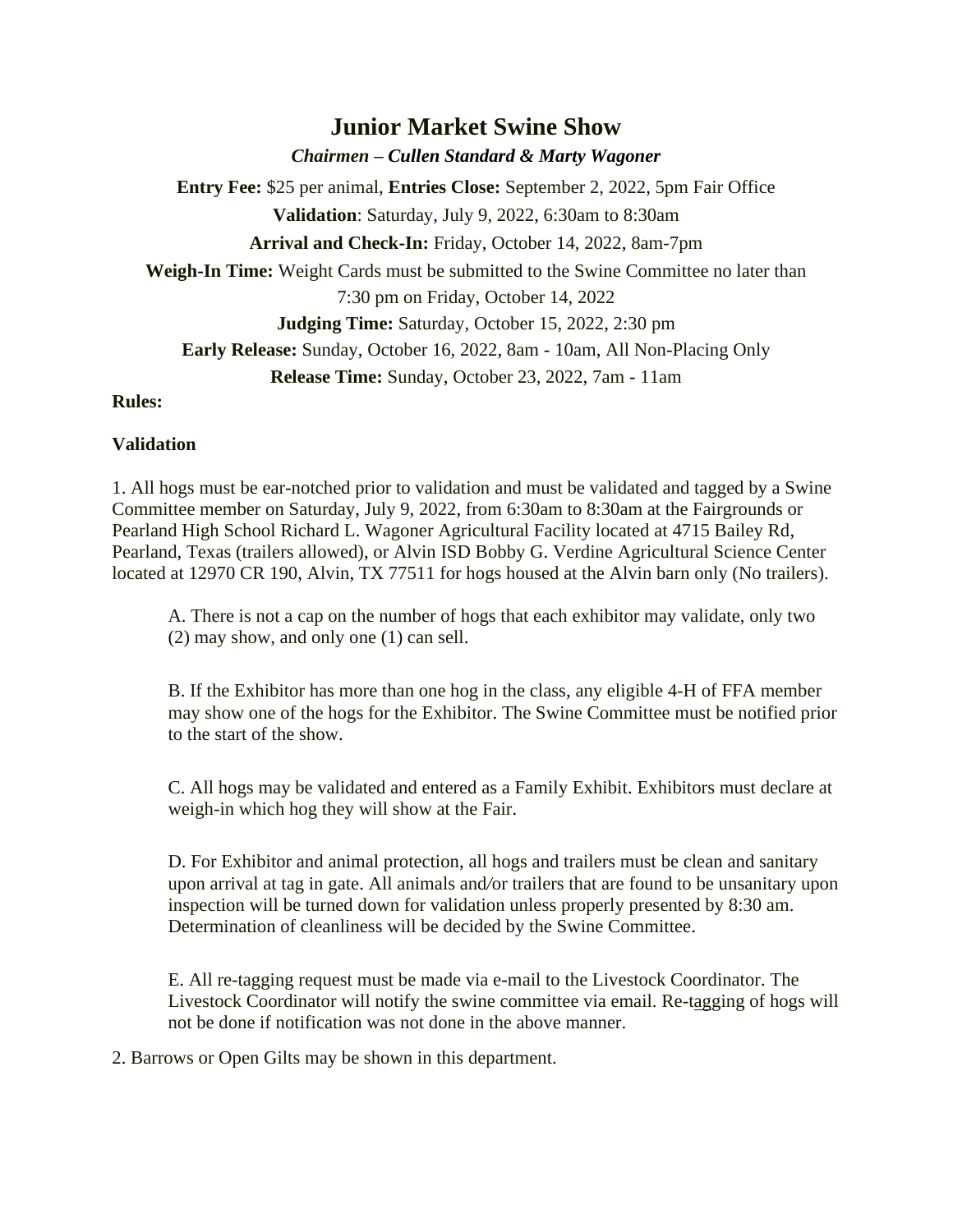# Junior Market Swine Show

***Chairmen – Cullen Standard & Marty Wagoner***

**Entry Fee:** $25 per animal, **Entries Close:** September 2, 2022, 5pm Fair Office

**Validation**: Saturday, July 9, 2022, 6:30am to 8:30am

**Arrival and Check-In:** Friday, October 14, 2022, 8am-7pm

**Weigh-In Time:** Weight Cards must be submitted to the Swine Committee no later than 7:30 pm on Friday, October 14, 2022

**Judging Time:** Saturday, October 15, 2022, 2:30 pm

**Early Release:** Sunday, October 16, 2022, 8am - 10am, All Non-Placing Only

**Release Time:** Sunday, October 23, 2022, 7am - 11am

**Rules:**

**Validation**

1. All hogs must be ear-notched prior to validation and must be validated and tagged by a Swine Committee member on Saturday, July 9, 2022, from 6:30am to 8:30am at the Fairgrounds or Pearland High School Richard L. Wagoner Agricultural Facility located at 4715 Bailey Rd, Pearland, Texas (trailers allowed), or Alvin ISD Bobby G. Verdine Agricultural Science Center located at 12970 CR 190, Alvin, TX 77511 for hogs housed at the Alvin barn only (No trailers).

   A. There is not a cap on the number of hogs that each exhibitor may validate, only two (2) may show, and only one (1) can sell.

   B. If the Exhibitor has more than one hog in the class, any eligible 4-H of FFA member may show one of the hogs for the Exhibitor. The Swine Committee must be notified prior to the start of the show.

   C. All hogs may be validated and entered as a Family Exhibit. Exhibitors must declare at weigh-in which hog they will show at the Fair.

   D. For Exhibitor and animal protection, all hogs and trailers must be clean and sanitary upon arrival at tag in gate. All animals and/or trailers that are found to be unsanitary upon inspection will be turned down for validation unless properly presented by 8:30 am. Determination of cleanliness will be decided by the Swine Committee.

   E. All re-tagging request must be made via e-mail to the Livestock Coordinator. The Livestock Coordinator will notify the swine committee via email. Re-tagging of hogs will not be done if notification was not done in the above manner.

2. Barrows or Open Gilts may be shown in this department.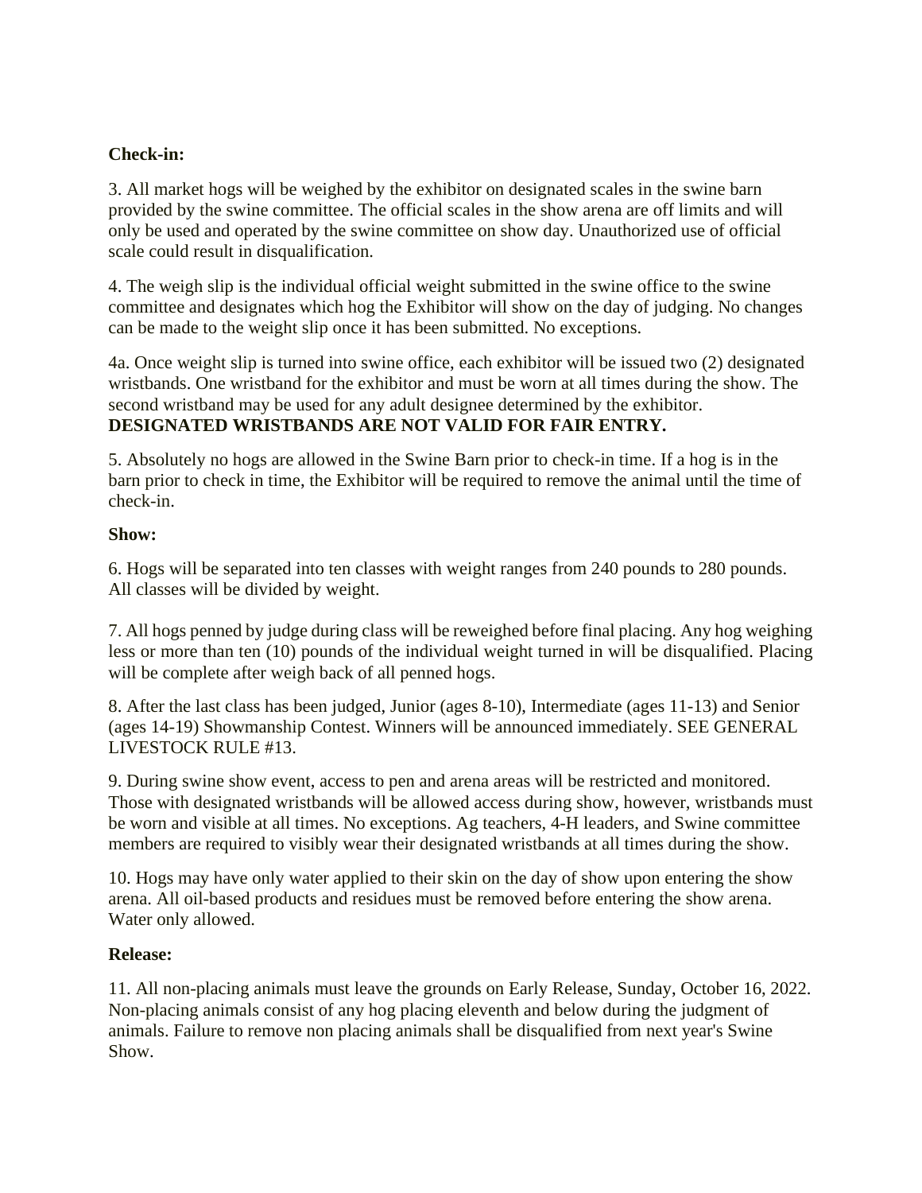**Check-in:**

3. All market hogs will be weighed by the exhibitor on designated scales in the swine barn provided by the swine committee. The official scales in the show arena are off limits and will only be used and operated by the swine committee on show day. Unauthorized use of official scale could result in disqualification.

4. The weigh slip is the individual official weight submitted in the swine office to the swine committee and designates which hog the Exhibitor will show on the day of judging. No changes can be made to the weight slip once it has been submitted. No exceptions.

4a. Once weight slip is turned into swine office, each exhibitor will be issued two (2) designated wristbands. One wristband for the exhibitor and must be worn at all times during the show. The second wristband may be used for any adult designee determined by the exhibitor. **DESIGNATED WRISTBANDS ARE NOT VALID FOR FAIR ENTRY.**

5. Absolutely no hogs are allowed in the Swine Barn prior to check-in time. If a hog is in the barn prior to check in time, the Exhibitor will be required to remove the animal until the time of check-in.

**Show:**

6. Hogs will be separated into ten classes with weight ranges from 240 pounds to 280 pounds. All classes will be divided by weight.

7. All hogs penned by judge during class will be reweighed before final placing. Any hog weighing less or more than ten (10) pounds of the individual weight turned in will be disqualified. Placing will be complete after weigh back of all penned hogs.

8. After the last class has been judged, Junior (ages 8-10), Intermediate (ages 11-13) and Senior (ages 14-19) Showmanship Contest. Winners will be announced immediately. SEE GENERAL LIVESTOCK RULE #13.

9. During swine show event, access to pen and arena areas will be restricted and monitored. Those with designated wristbands will be allowed access during show, however, wristbands must be worn and visible at all times. No exceptions. Ag teachers, 4-H leaders, and Swine committee members are required to visibly wear their designated wristbands at all times during the show.

10. Hogs may have only water applied to their skin on the day of show upon entering the show arena. All oil-based products and residues must be removed before entering the show arena. Water only allowed.

**Release:**

11. All non-placing animals must leave the grounds on Early Release, Sunday, October 16, 2022. Non-placing animals consist of any hog placing eleventh and below during the judgment of animals. Failure to remove non placing animals shall be disqualified from next year's Swine Show.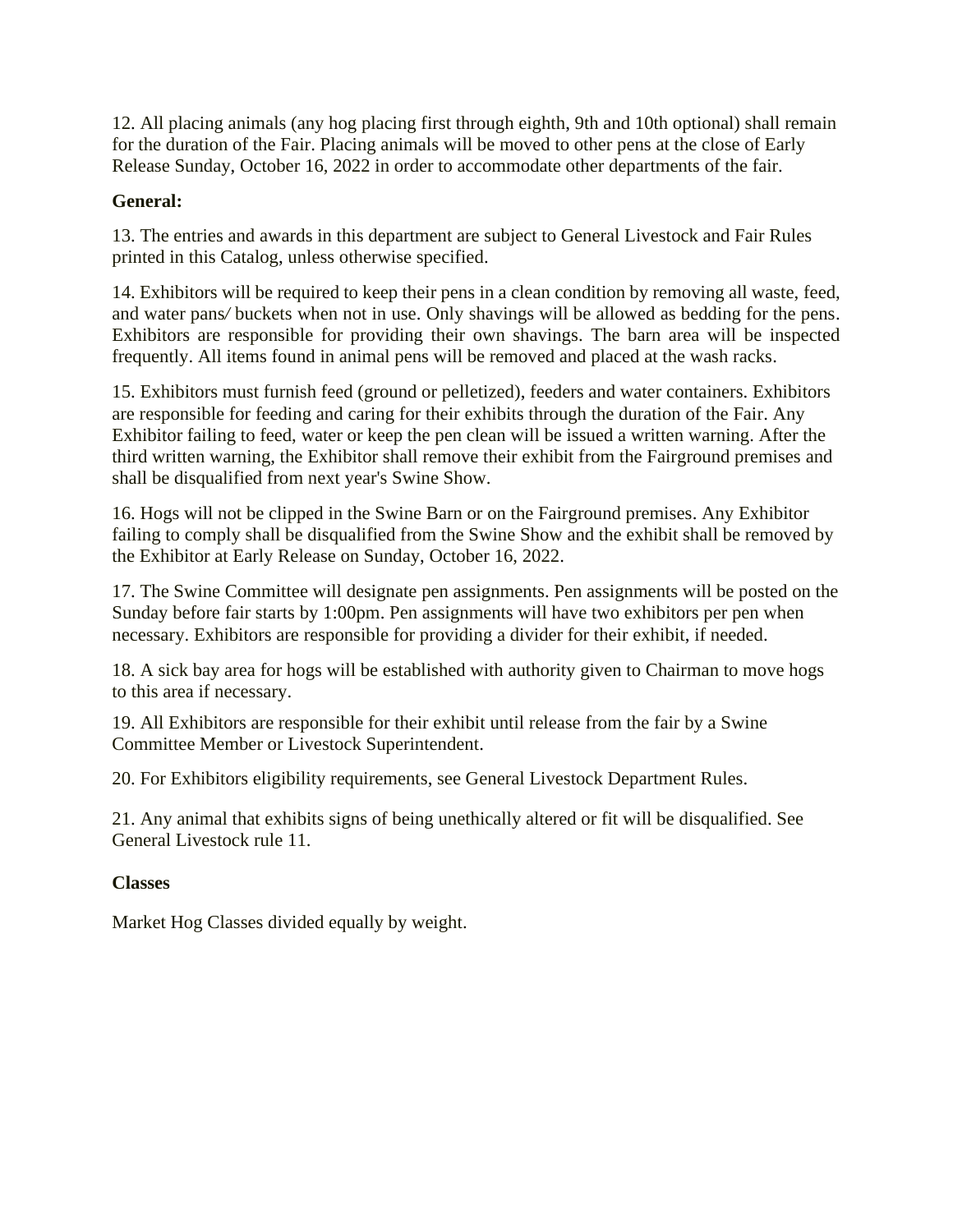12. All placing animals (any hog placing first through eighth, 9th and 10th optional) shall remain for the duration of the Fair. Placing animals will be moved to other pens at the close of Early Release Sunday, October 16, 2022 in order to accommodate other departments of the fair.

**General:**

13. The entries and awards in this department are subject to General Livestock and Fair Rules printed in this Catalog, unless otherwise specified.

14. Exhibitors will be required to keep their pens in a clean condition by removing all waste, feed, and water pans/ buckets when not in use. Only shavings will be allowed as bedding for the pens. Exhibitors are responsible for providing their own shavings. The barn area will be inspected frequently. All items found in animal pens will be removed and placed at the wash racks.

15. Exhibitors must furnish feed (ground or pelletized), feeders and water containers. Exhibitors are responsible for feeding and caring for their exhibits through the duration of the Fair. Any Exhibitor failing to feed, water or keep the pen clean will be issued a written warning. After the third written warning, the Exhibitor shall remove their exhibit from the Fairground premises and shall be disqualified from next year's Swine Show.

16. Hogs will not be clipped in the Swine Barn or on the Fairground premises. Any Exhibitor failing to comply shall be disqualified from the Swine Show and the exhibit shall be removed by the Exhibitor at Early Release on Sunday, October 16, 2022.

17. The Swine Committee will designate pen assignments. Pen assignments will be posted on the Sunday before fair starts by 1:00pm. Pen assignments will have two exhibitors per pen when necessary. Exhibitors are responsible for providing a divider for their exhibit, if needed.

18. A sick bay area for hogs will be established with authority given to Chairman to move hogs to this area if necessary.

19. All Exhibitors are responsible for their exhibit until release from the fair by a Swine Committee Member or Livestock Superintendent.

20. For Exhibitors eligibility requirements, see General Livestock Department Rules.

21. Any animal that exhibits signs of being unethically altered or fit will be disqualified. See General Livestock rule 11.

**Classes**

Market Hog Classes divided equally by weight.